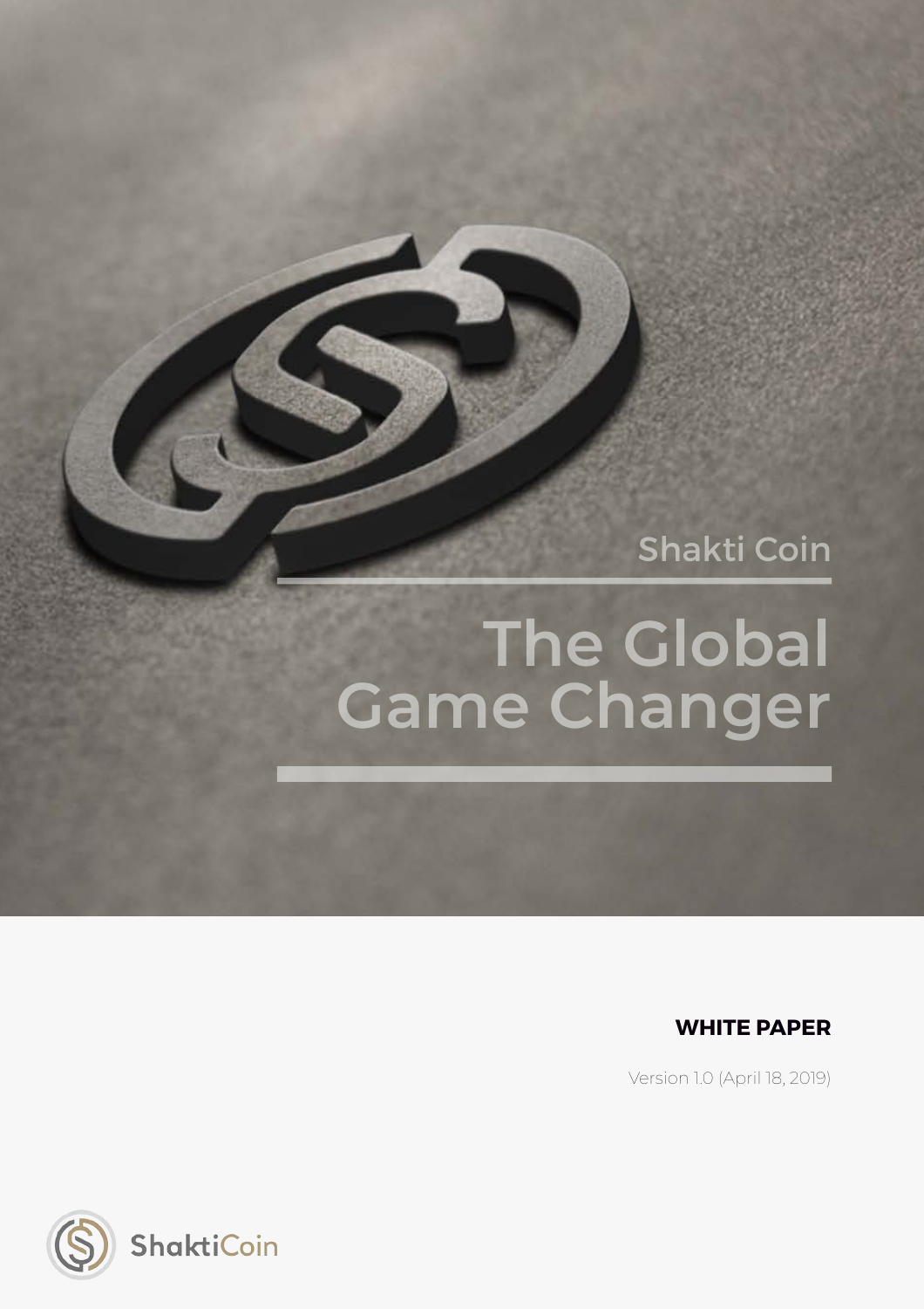Shakti Coin

# The Global Game Changer

**WHITE PAPER**

Version 1.0 (April 18, 2019)

ShaktiCoin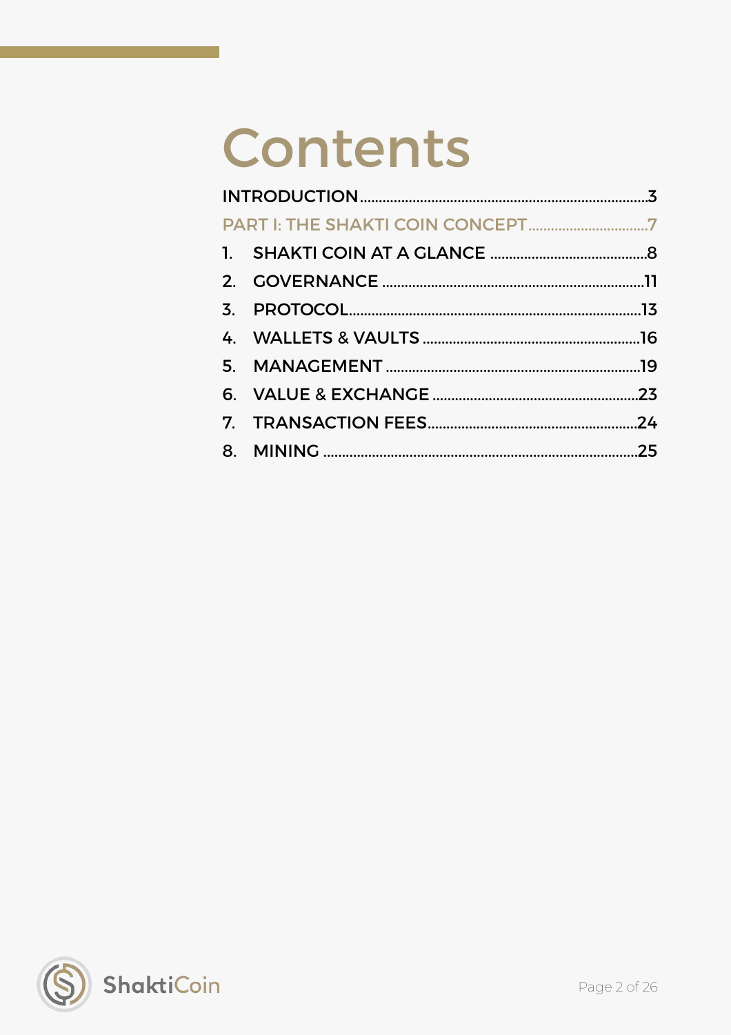# Contents

INTRODUCTION ........................................................................ 3

PART I: THE SHAKTI COIN CONCEPT .............................. 7

1. SHAKTI COIN AT A GLANCE ........................................ 8
2. GOVERNANCE ................................................................ 11
3. PROTOCOL ....................................................................... 13
4. WALLETS & VAULTS ...................................................... 16
5. MANAGEMENT ................................................................ 19
6. VALUE & EXCHANGE .................................................... 23
7. TRANSACTION FEES ...................................................... 24
8. MINING ............................................................................. 25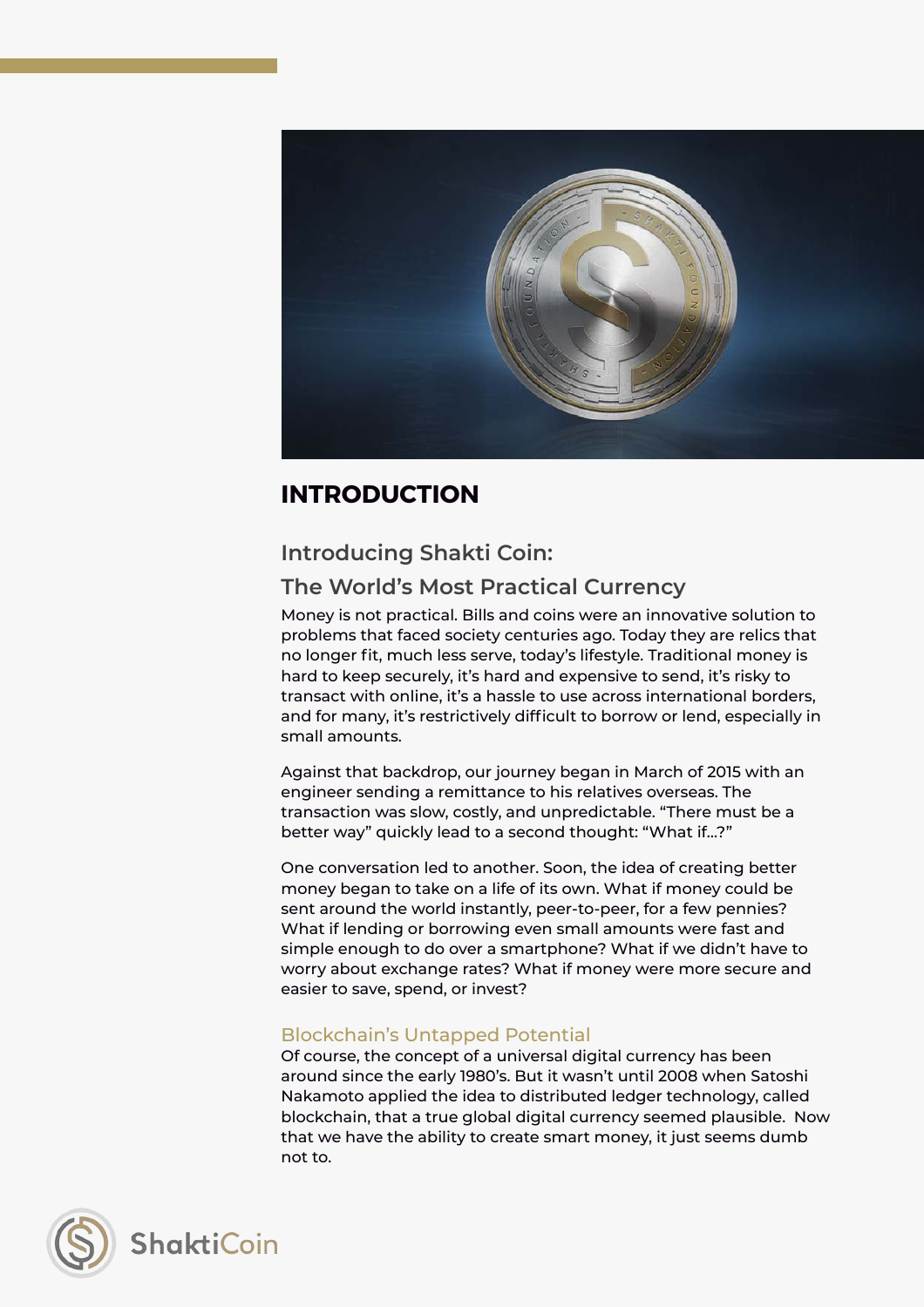# INTRODUCTION

## Introducing Shakti Coin:

## The World's Most Practical Currency

Money is not practical. Bills and coins were an innovative solution to problems that faced society centuries ago. Today they are relics that no longer fit, much less serve, today's lifestyle. Traditional money is hard to keep securely, it's hard and expensive to send, it's risky to transact with online, it's a hassle to use across international borders, and for many, it's restrictively difficult to borrow or lend, especially in small amounts.

Against that backdrop, our journey began in March of 2015 with an engineer sending a remittance to his relatives overseas. The transaction was slow, costly, and unpredictable. "There must be a better way" quickly lead to a second thought: "What if...?"

One conversation led to another. Soon, the idea of creating better money began to take on a life of its own. What if money could be sent around the world instantly, peer-to-peer, for a few pennies? What if lending or borrowing even small amounts were fast and simple enough to do over a smartphone? What if we didn't have to worry about exchange rates? What if money were more secure and easier to save, spend, or invest?

### Blockchain's Untapped Potential

Of course, the concept of a universal digital currency has been around since the early 1980's. But it wasn't until 2008 when Satoshi Nakamoto applied the idea to distributed ledger technology, called blockchain, that a true global digital currency seemed plausible. Now that we have the ability to create smart money, it just seems dumb not to.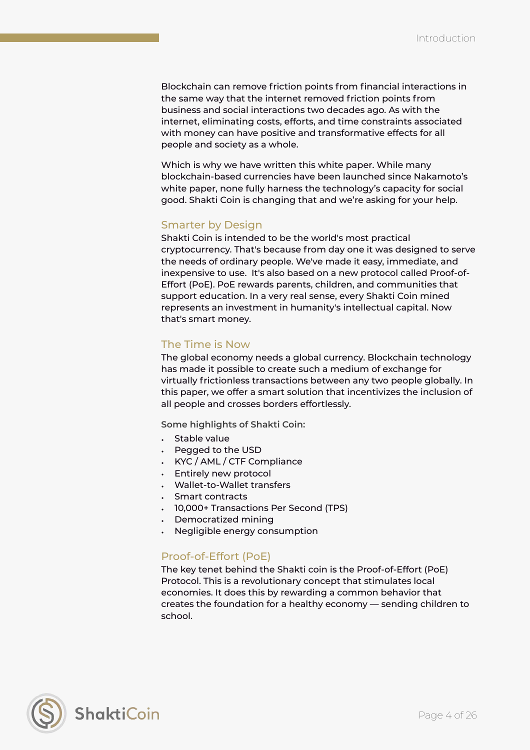Blockchain can remove friction points from financial interactions in the same way that the internet removed friction points from business and social interactions two decades ago. As with the internet, eliminating costs, efforts, and time constraints associated with money can have positive and transformative effects for all people and society as a whole.

Which is why we have written this white paper. While many blockchain-based currencies have been launched since Nakamoto's white paper, none fully harness the technology's capacity for social good. Shakti Coin is changing that and we're asking for your help.

## Smarter by Design

Shakti Coin is intended to be the world's most practical cryptocurrency. That's because from day one it was designed to serve the needs of ordinary people. We've made it easy, immediate, and inexpensive to use. It's also based on a new protocol called Proof-of-Effort (PoE). PoE rewards parents, children, and communities that support education. In a very real sense, every Shakti Coin mined represents an investment in humanity's intellectual capital. Now that's smart money.

## The Time is Now

The global economy needs a global currency. Blockchain technology has made it possible to create such a medium of exchange for virtually frictionless transactions between any two people globally. In this paper, we offer a smart solution that incentivizes the inclusion of all people and crosses borders effortlessly.

**Some highlights of Shakti Coin:**

- Stable value
- Pegged to the USD
- KYC / AML / CTF Compliance
- Entirely new protocol
- Wallet-to-Wallet transfers
- Smart contracts
- 10,000+ Transactions Per Second (TPS)
- Democratized mining
- Negligible energy consumption

## Proof-of-Effort (PoE)

The key tenet behind the Shakti coin is the Proof-of-Effort (PoE) Protocol. This is a revolutionary concept that stimulates local economies. It does this by rewarding a common behavior that creates the foundation for a healthy economy — sending children to school.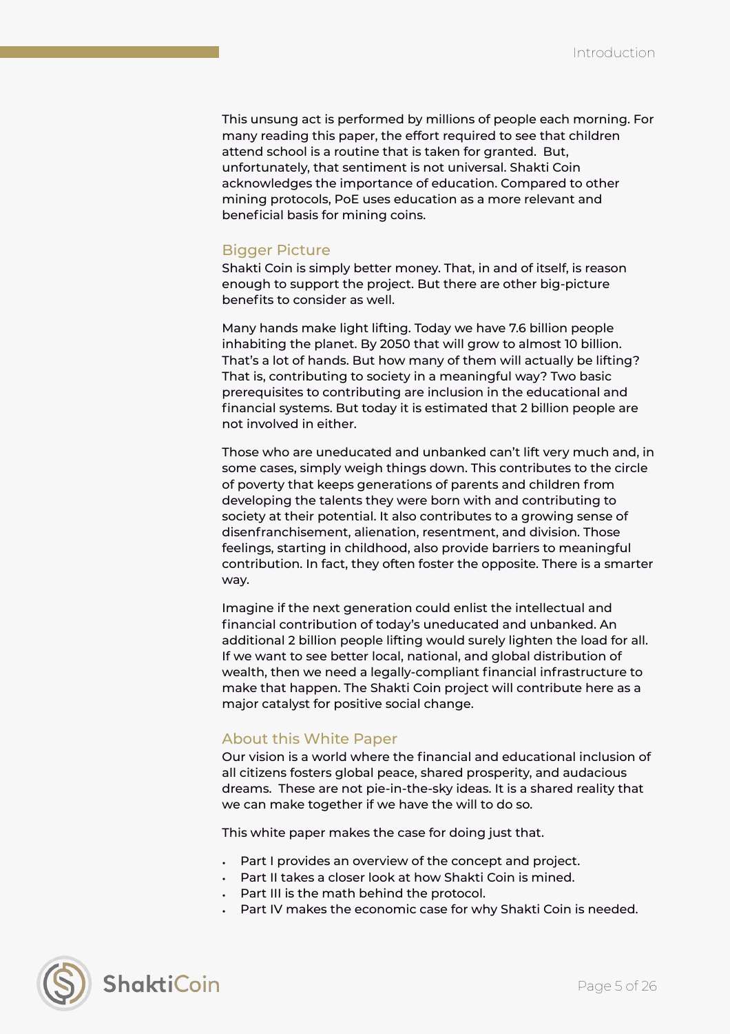This unsung act is performed by millions of people each morning. For many reading this paper, the effort required to see that children attend school is a routine that is taken for granted. But, unfortunately, that sentiment is not universal. Shakti Coin acknowledges the importance of education. Compared to other mining protocols, PoE uses education as a more relevant and beneficial basis for mining coins.

## Bigger Picture

Shakti Coin is simply better money. That, in and of itself, is reason enough to support the project. But there are other big-picture benefits to consider as well.

Many hands make light lifting. Today we have 7.6 billion people inhabiting the planet. By 2050 that will grow to almost 10 billion. That's a lot of hands. But how many of them will actually be lifting? That is, contributing to society in a meaningful way? Two basic prerequisites to contributing are inclusion in the educational and financial systems. But today it is estimated that 2 billion people are not involved in either.

Those who are uneducated and unbanked can't lift very much and, in some cases, simply weigh things down. This contributes to the circle of poverty that keeps generations of parents and children from developing the talents they were born with and contributing to society at their potential. It also contributes to a growing sense of disenfranchisement, alienation, resentment, and division. Those feelings, starting in childhood, also provide barriers to meaningful contribution. In fact, they often foster the opposite. There is a smarter way.

Imagine if the next generation could enlist the intellectual and financial contribution of today's uneducated and unbanked. An additional 2 billion people lifting would surely lighten the load for all. If we want to see better local, national, and global distribution of wealth, then we need a legally-compliant financial infrastructure to make that happen. The Shakti Coin project will contribute here as a major catalyst for positive social change.

## About this White Paper

Our vision is a world where the financial and educational inclusion of all citizens fosters global peace, shared prosperity, and audacious dreams. These are not pie-in-the-sky ideas. It is a shared reality that we can make together if we have the will to do so.

This white paper makes the case for doing just that.

- Part I provides an overview of the concept and project.
- Part II takes a closer look at how Shakti Coin is mined.
- Part III is the math behind the protocol.
- Part IV makes the economic case for why Shakti Coin is needed.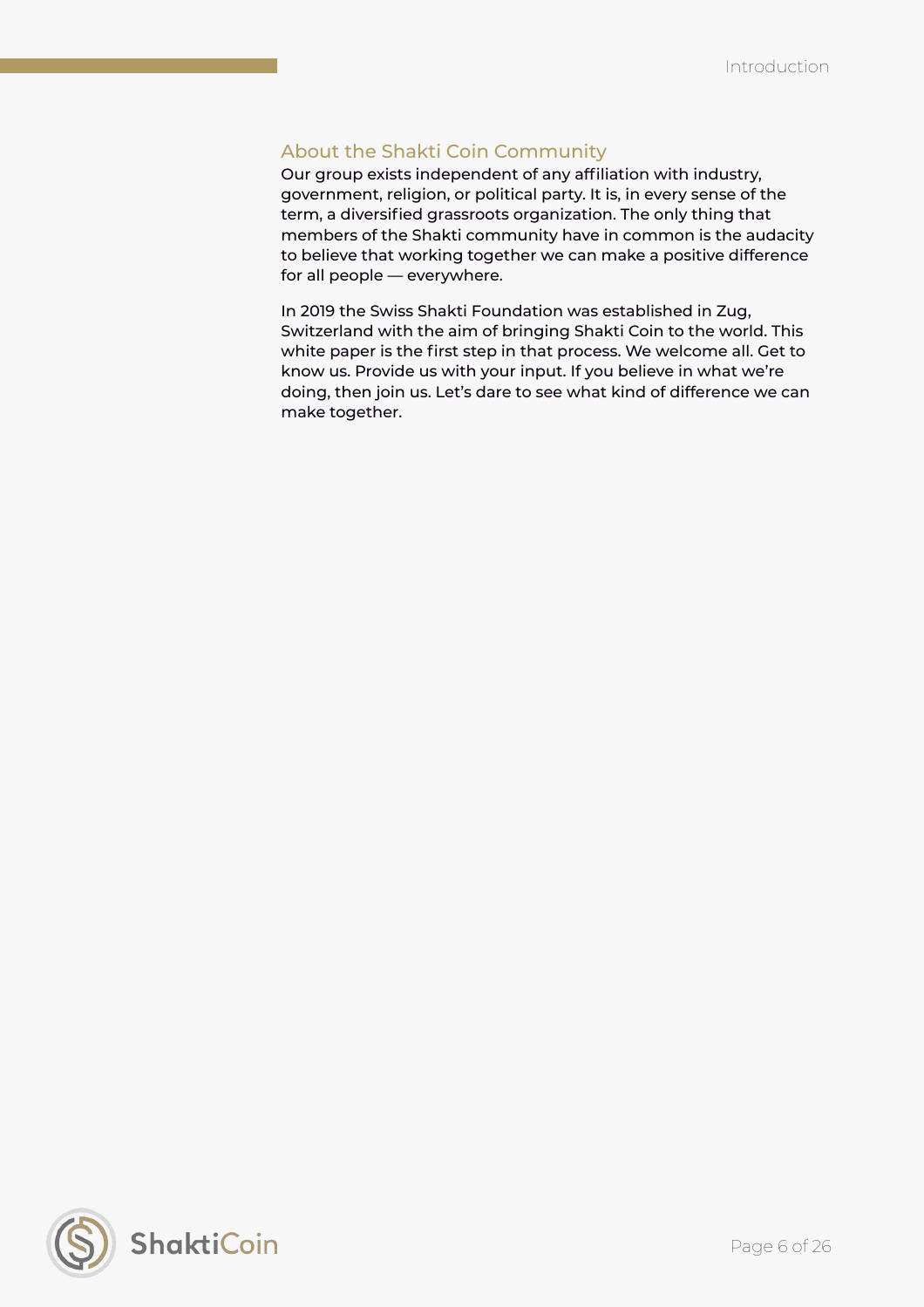## About the Shakti Coin Community

Our group exists independent of any affiliation with industry, government, religion, or political party. It is, in every sense of the term, a diversified grassroots organization. The only thing that members of the Shakti community have in common is the audacity to believe that working together we can make a positive difference for all people — everywhere.

In 2019 the Swiss Shakti Foundation was established in Zug, Switzerland with the aim of bringing Shakti Coin to the world. This white paper is the first step in that process. We welcome all. Get to know us. Provide us with your input. If you believe in what we're doing, then join us. Let's dare to see what kind of difference we can make together.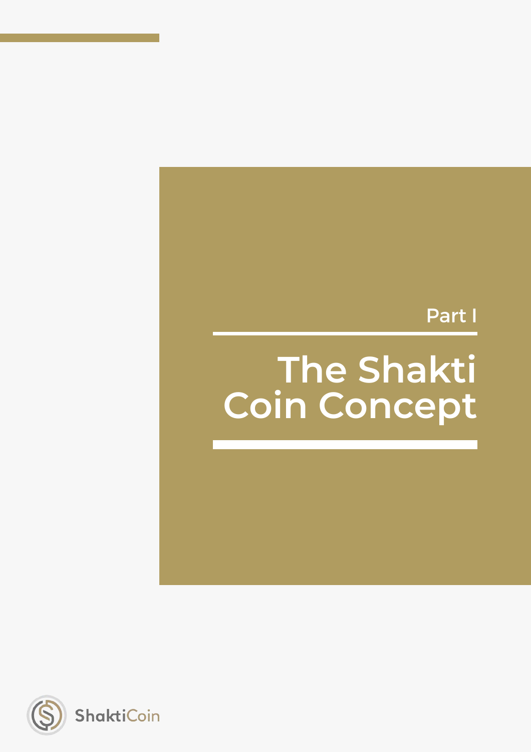Part I

# The Shakti Coin Concept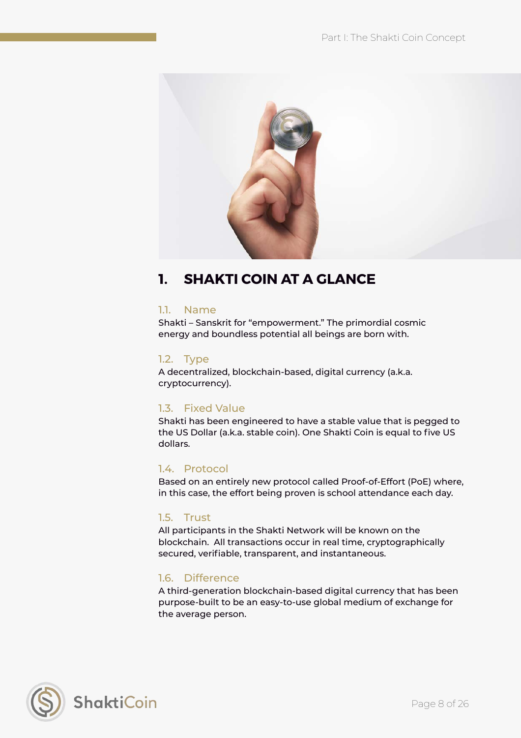# 1. SHAKTI COIN AT A GLANCE

## 1.1. Name

Shakti – Sanskrit for "empowerment." The primordial cosmic energy and boundless potential all beings are born with.

## 1.2. Type

A decentralized, blockchain-based, digital currency (a.k.a. cryptocurrency).

## 1.3. Fixed Value

Shakti has been engineered to have a stable value that is pegged to the US Dollar (a.k.a. stable coin). One Shakti Coin is equal to five US dollars.

## 1.4. Protocol

Based on an entirely new protocol called Proof-of-Effort (PoE) where, in this case, the effort being proven is school attendance each day.

## 1.5. Trust

All participants in the Shakti Network will be known on the blockchain. All transactions occur in real time, cryptographically secured, verifiable, transparent, and instantaneous.

## 1.6. Difference

A third-generation blockchain-based digital currency that has been purpose-built to be an easy-to-use global medium of exchange for the average person.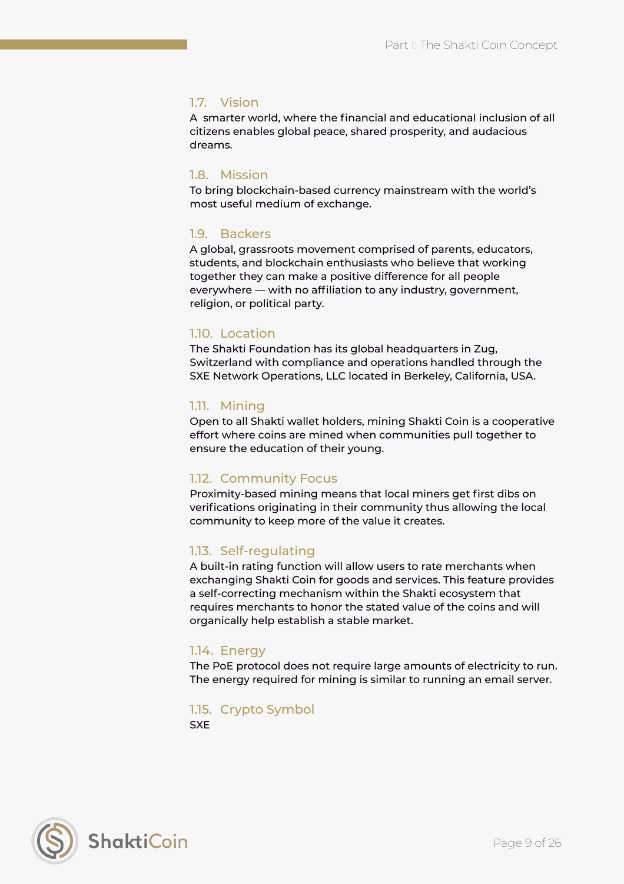### 1.7. Vision

A smarter world, where the financial and educational inclusion of all citizens enables global peace, shared prosperity, and audacious dreams.

### 1.8. Mission

To bring blockchain-based currency mainstream with the world's most useful medium of exchange.

### 1.9. Backers

A global, grassroots movement comprised of parents, educators, students, and blockchain enthusiasts who believe that working together they can make a positive difference for all people everywhere — with no affiliation to any industry, government, religion, or political party.

### 1.10. Location

The Shakti Foundation has its global headquarters in Zug, Switzerland with compliance and operations handled through the SXE Network Operations, LLC located in Berkeley, California, USA.

### 1.11. Mining

Open to all Shakti wallet holders, mining Shakti Coin is a cooperative effort where coins are mined when communities pull together to ensure the education of their young.

### 1.12. Community Focus

Proximity-based mining means that local miners get first dibs on verifications originating in their community thus allowing the local community to keep more of the value it creates.

### 1.13. Self-regulating

A built-in rating function will allow users to rate merchants when exchanging Shakti Coin for goods and services. This feature provides a self-correcting mechanism within the Shakti ecosystem that requires merchants to honor the stated value of the coins and will organically help establish a stable market.

### 1.14. Energy

The PoE protocol does not require large amounts of electricity to run. The energy required for mining is similar to running an email server.

### 1.15. Crypto Symbol

SXE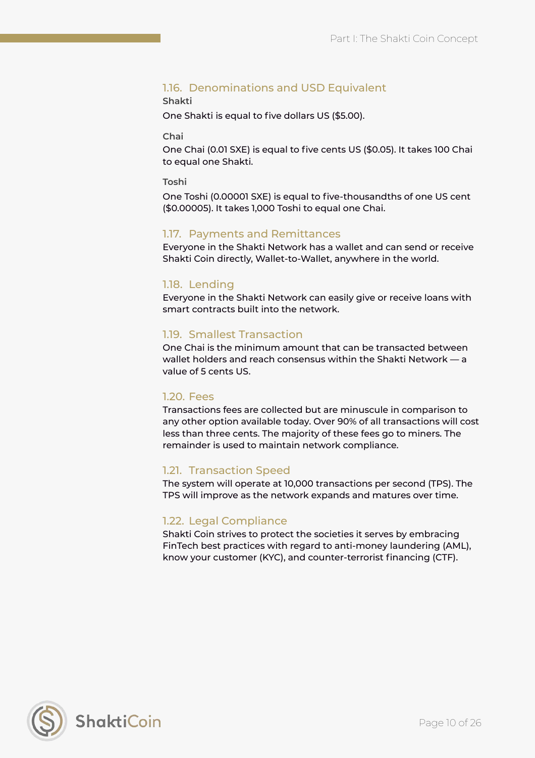### 1.16. Denominations and USD Equivalent

**Shakti**

One Shakti is equal to five dollars US ($5.00).

**Chai**

One Chai (0.01 SXE) is equal to five cents US ($0.05). It takes 100 Chai to equal one Shakti.

**Toshi**

One Toshi (0.00001 SXE) is equal to five-thousandths of one US cent ($0.00005). It takes 1,000 Toshi to equal one Chai.

### 1.17. Payments and Remittances

Everyone in the Shakti Network has a wallet and can send or receive Shakti Coin directly, Wallet-to-Wallet, anywhere in the world.

### 1.18. Lending

Everyone in the Shakti Network can easily give or receive loans with smart contracts built into the network.

### 1.19. Smallest Transaction

One Chai is the minimum amount that can be transacted between wallet holders and reach consensus within the Shakti Network — a value of 5 cents US.

### 1.20. Fees

Transactions fees are collected but are minuscule in comparison to any other option available today. Over 90% of all transactions will cost less than three cents. The majority of these fees go to miners. The remainder is used to maintain network compliance.

### 1.21. Transaction Speed

The system will operate at 10,000 transactions per second (TPS). The TPS will improve as the network expands and matures over time.

### 1.22. Legal Compliance

Shakti Coin strives to protect the societies it serves by embracing FinTech best practices with regard to anti-money laundering (AML), know your customer (KYC), and counter-terrorist financing (CTF).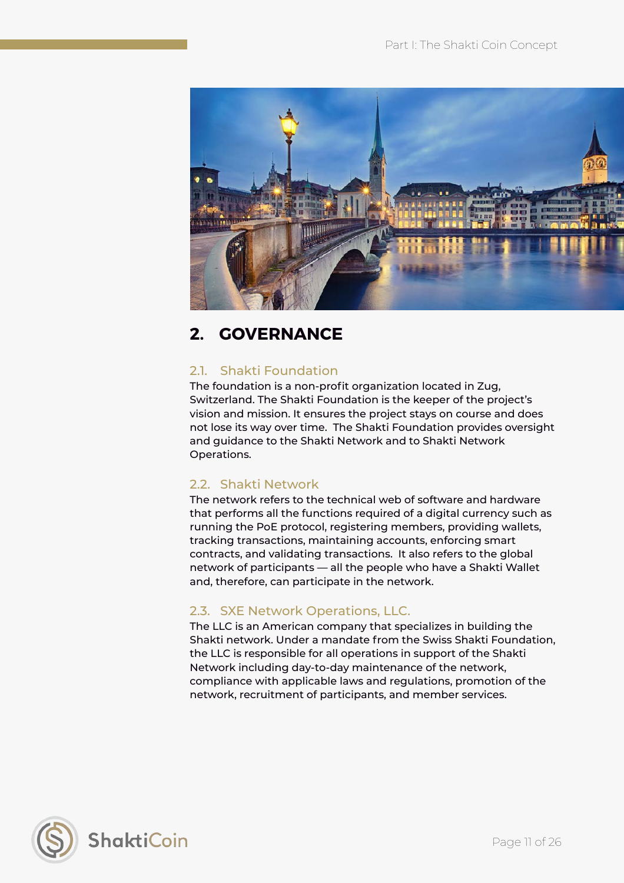# 2. GOVERNANCE

## 2.1. Shakti Foundation

The foundation is a non-profit organization located in Zug, Switzerland. The Shakti Foundation is the keeper of the project's vision and mission. It ensures the project stays on course and does not lose its way over time. The Shakti Foundation provides oversight and guidance to the Shakti Network and to Shakti Network Operations.

## 2.2. Shakti Network

The network refers to the technical web of software and hardware that performs all the functions required of a digital currency such as running the PoE protocol, registering members, providing wallets, tracking transactions, maintaining accounts, enforcing smart contracts, and validating transactions. It also refers to the global network of participants — all the people who have a Shakti Wallet and, therefore, can participate in the network.

## 2.3. SXE Network Operations, LLC.

The LLC is an American company that specializes in building the Shakti network. Under a mandate from the Swiss Shakti Foundation, the LLC is responsible for all operations in support of the Shakti Network including day-to-day maintenance of the network, compliance with applicable laws and regulations, promotion of the network, recruitment of participants, and member services.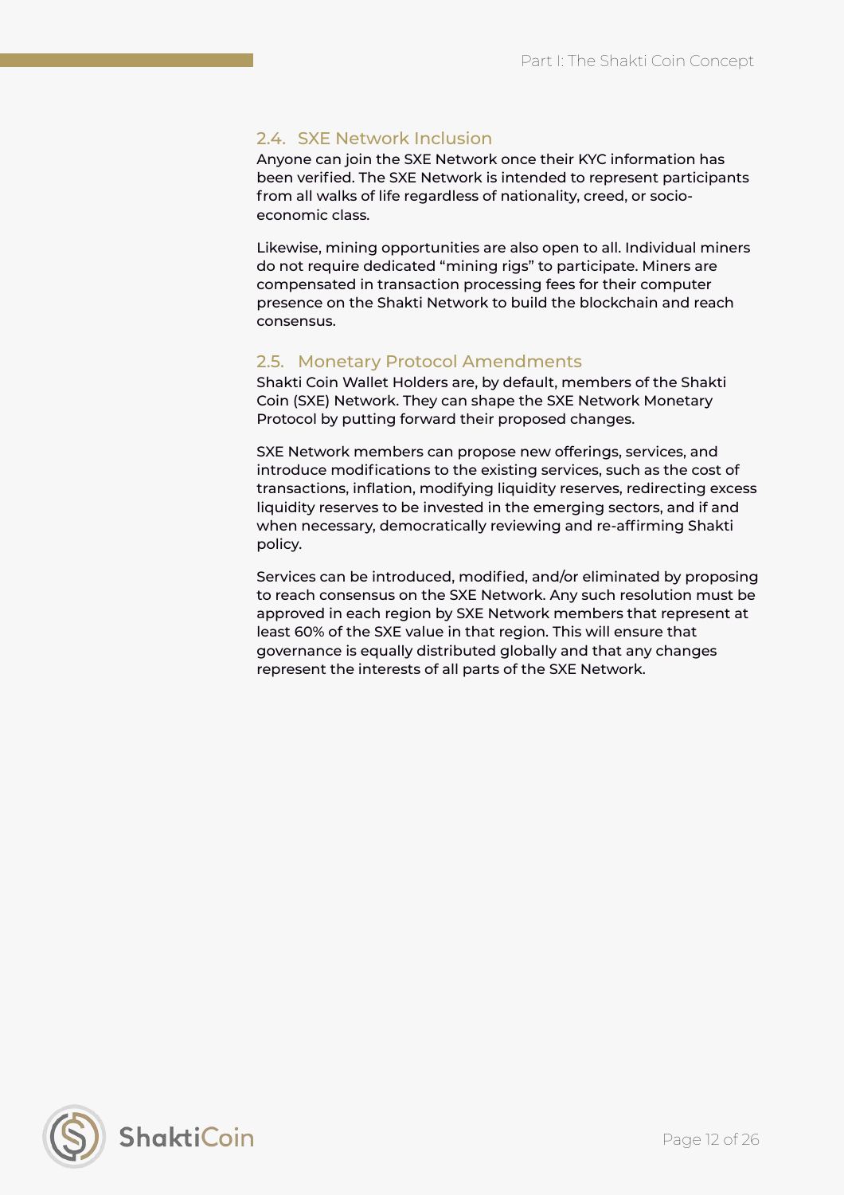## 2.4. SXE Network Inclusion

Anyone can join the SXE Network once their KYC information has been verified. The SXE Network is intended to represent participants from all walks of life regardless of nationality, creed, or socio-economic class.

Likewise, mining opportunities are also open to all. Individual miners do not require dedicated "mining rigs" to participate. Miners are compensated in transaction processing fees for their computer presence on the Shakti Network to build the blockchain and reach consensus.

## 2.5. Monetary Protocol Amendments

Shakti Coin Wallet Holders are, by default, members of the Shakti Coin (SXE) Network. They can shape the SXE Network Monetary Protocol by putting forward their proposed changes.

SXE Network members can propose new offerings, services, and introduce modifications to the existing services, such as the cost of transactions, inflation, modifying liquidity reserves, redirecting excess liquidity reserves to be invested in the emerging sectors, and if and when necessary, democratically reviewing and re-affirming Shakti policy.

Services can be introduced, modified, and/or eliminated by proposing to reach consensus on the SXE Network. Any such resolution must be approved in each region by SXE Network members that represent at least 60% of the SXE value in that region. This will ensure that governance is equally distributed globally and that any changes represent the interests of all parts of the SXE Network.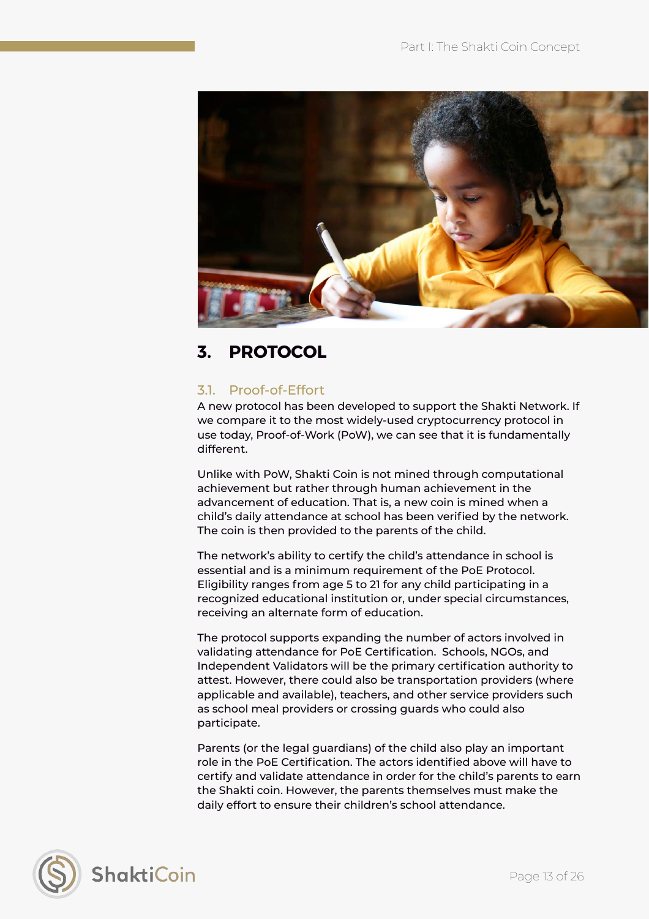# 3. PROTOCOL

## 3.1. Proof-of-Effort

A new protocol has been developed to support the Shakti Network. If we compare it to the most widely-used cryptocurrency protocol in use today, Proof-of-Work (PoW), we can see that it is fundamentally different.

Unlike with PoW, Shakti Coin is not mined through computational achievement but rather through human achievement in the advancement of education. That is, a new coin is mined when a child's daily attendance at school has been verified by the network. The coin is then provided to the parents of the child.

The network's ability to certify the child's attendance in school is essential and is a minimum requirement of the PoE Protocol. Eligibility ranges from age 5 to 21 for any child participating in a recognized educational institution or, under special circumstances, receiving an alternate form of education.

The protocol supports expanding the number of actors involved in validating attendance for PoE Certification. Schools, NGOs, and Independent Validators will be the primary certification authority to attest. However, there could also be transportation providers (where applicable and available), teachers, and other service providers such as school meal providers or crossing guards who could also participate.

Parents (or the legal guardians) of the child also play an important role in the PoE Certification. The actors identified above will have to certify and validate attendance in order for the child's parents to earn the Shakti coin. However, the parents themselves must make the daily effort to ensure their children's school attendance.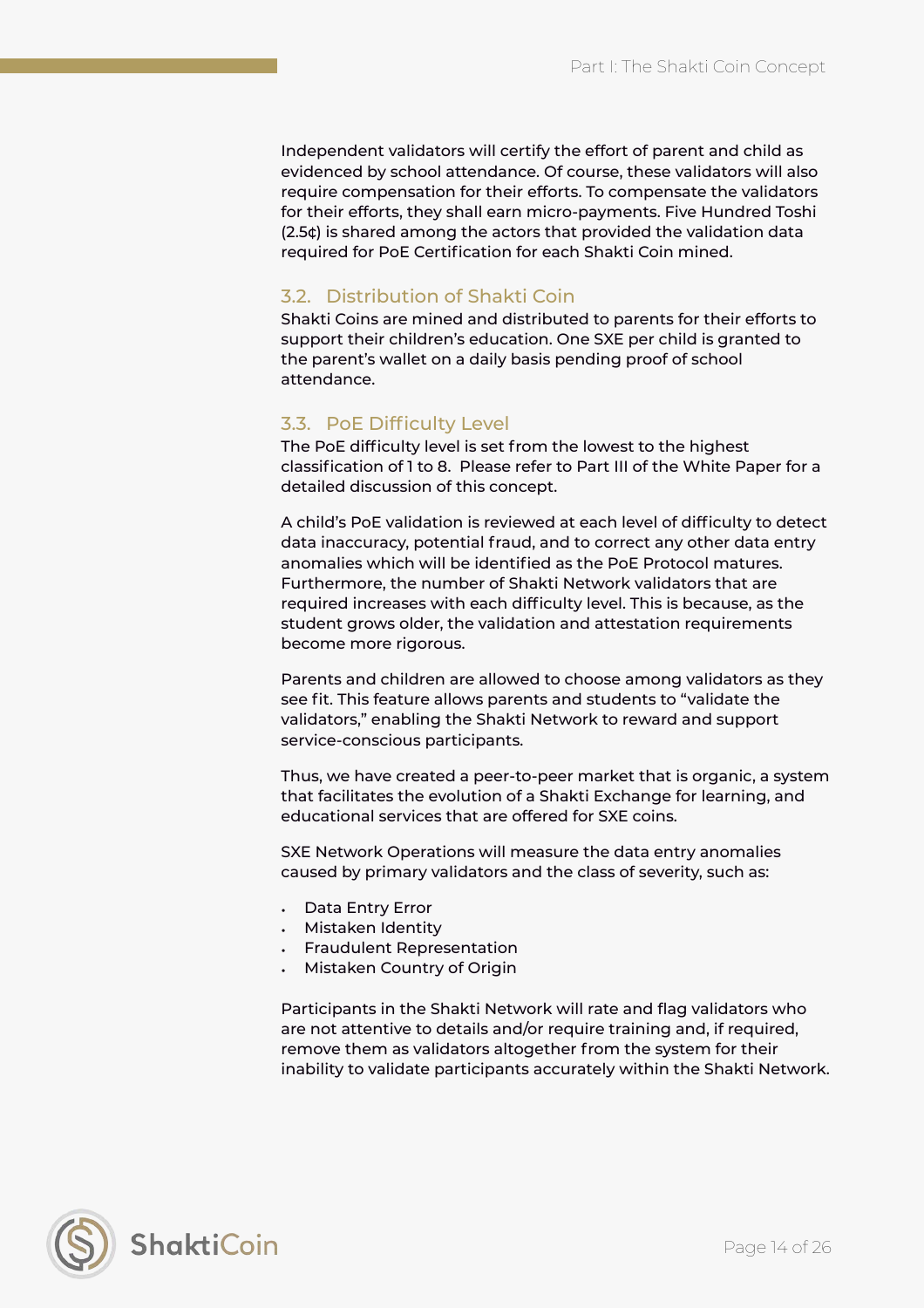Independent validators will certify the effort of parent and child as evidenced by school attendance. Of course, these validators will also require compensation for their efforts. To compensate the validators for their efforts, they shall earn micro-payments. Five Hundred Toshi (2.5¢) is shared among the actors that provided the validation data required for PoE Certification for each Shakti Coin mined.

### 3.2. Distribution of Shakti Coin

Shakti Coins are mined and distributed to parents for their efforts to support their children's education. One SXE per child is granted to the parent's wallet on a daily basis pending proof of school attendance.

### 3.3. PoE Difficulty Level

The PoE difficulty level is set from the lowest to the highest classification of 1 to 8. Please refer to Part III of the White Paper for a detailed discussion of this concept.

A child's PoE validation is reviewed at each level of difficulty to detect data inaccuracy, potential fraud, and to correct any other data entry anomalies which will be identified as the PoE Protocol matures. Furthermore, the number of Shakti Network validators that are required increases with each difficulty level. This is because, as the student grows older, the validation and attestation requirements become more rigorous.

Parents and children are allowed to choose among validators as they see fit. This feature allows parents and students to "validate the validators," enabling the Shakti Network to reward and support service-conscious participants.

Thus, we have created a peer-to-peer market that is organic, a system that facilitates the evolution of a Shakti Exchange for learning, and educational services that are offered for SXE coins.

SXE Network Operations will measure the data entry anomalies caused by primary validators and the class of severity, such as:

- Data Entry Error
- Mistaken Identity
- Fraudulent Representation
- Mistaken Country of Origin

Participants in the Shakti Network will rate and flag validators who are not attentive to details and/or require training and, if required, remove them as validators altogether from the system for their inability to validate participants accurately within the Shakti Network.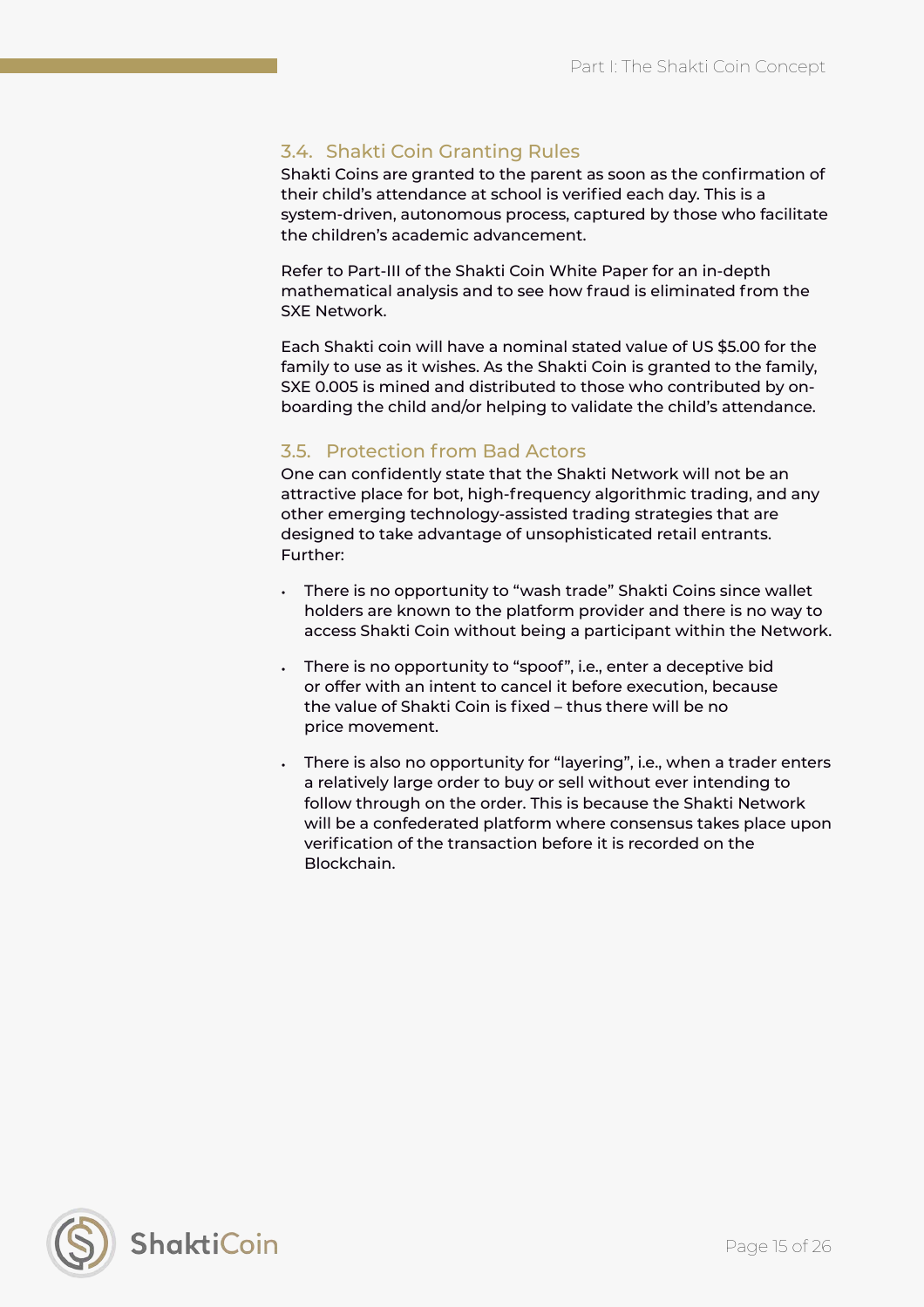### 3.4. Shakti Coin Granting Rules

Shakti Coins are granted to the parent as soon as the confirmation of their child's attendance at school is verified each day. This is a system-driven, autonomous process, captured by those who facilitate the children's academic advancement.

Refer to Part-III of the Shakti Coin White Paper for an in-depth mathematical analysis and to see how fraud is eliminated from the SXE Network.

Each Shakti coin will have a nominal stated value of US $5.00 for the family to use as it wishes. As the Shakti Coin is granted to the family, SXE 0.005 is mined and distributed to those who contributed by on-boarding the child and/or helping to validate the child's attendance.

### 3.5. Protection from Bad Actors

One can confidently state that the Shakti Network will not be an attractive place for bot, high-frequency algorithmic trading, and any other emerging technology-assisted trading strategies that are designed to take advantage of unsophisticated retail entrants. Further:

- There is no opportunity to "wash trade" Shakti Coins since wallet holders are known to the platform provider and there is no way to access Shakti Coin without being a participant within the Network.
- There is no opportunity to "spoof", i.e., enter a deceptive bid or offer with an intent to cancel it before execution, because the value of Shakti Coin is fixed – thus there will be no price movement.
- There is also no opportunity for "layering", i.e., when a trader enters a relatively large order to buy or sell without ever intending to follow through on the order. This is because the Shakti Network will be a confederated platform where consensus takes place upon verification of the transaction before it is recorded on the Blockchain.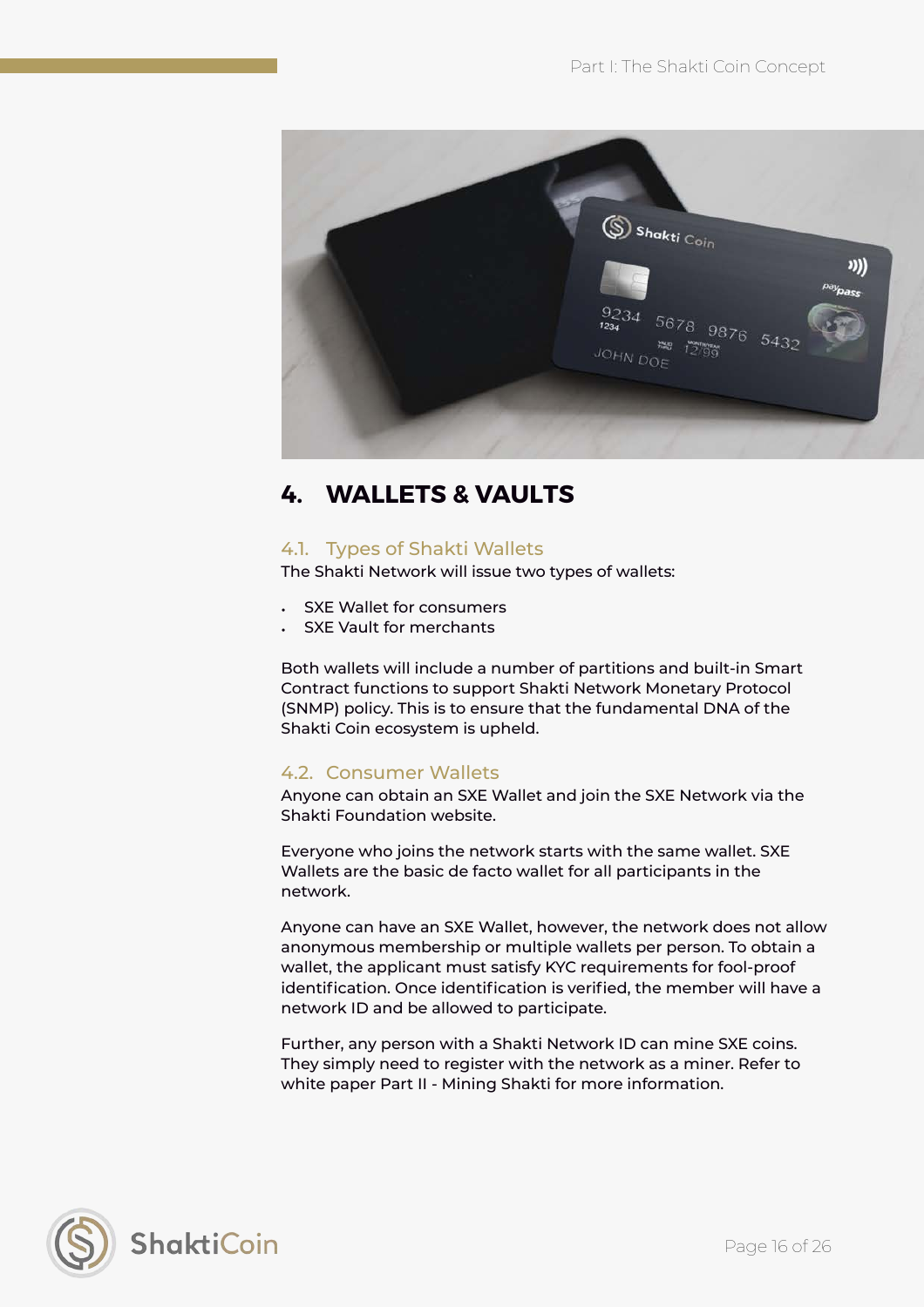# 4. WALLETS & VAULTS

## 4.1. Types of Shakti Wallets

The Shakti Network will issue two types of wallets:

- SXE Wallet for consumers
- SXE Vault for merchants

Both wallets will include a number of partitions and built-in Smart Contract functions to support Shakti Network Monetary Protocol (SNMP) policy. This is to ensure that the fundamental DNA of the Shakti Coin ecosystem is upheld.

## 4.2. Consumer Wallets

Anyone can obtain an SXE Wallet and join the SXE Network via the Shakti Foundation website.

Everyone who joins the network starts with the same wallet. SXE Wallets are the basic de facto wallet for all participants in the network.

Anyone can have an SXE Wallet, however, the network does not allow anonymous membership or multiple wallets per person. To obtain a wallet, the applicant must satisfy KYC requirements for fool-proof identification. Once identification is verified, the member will have a network ID and be allowed to participate.

Further, any person with a Shakti Network ID can mine SXE coins. They simply need to register with the network as a miner. Refer to white paper Part II - Mining Shakti for more information.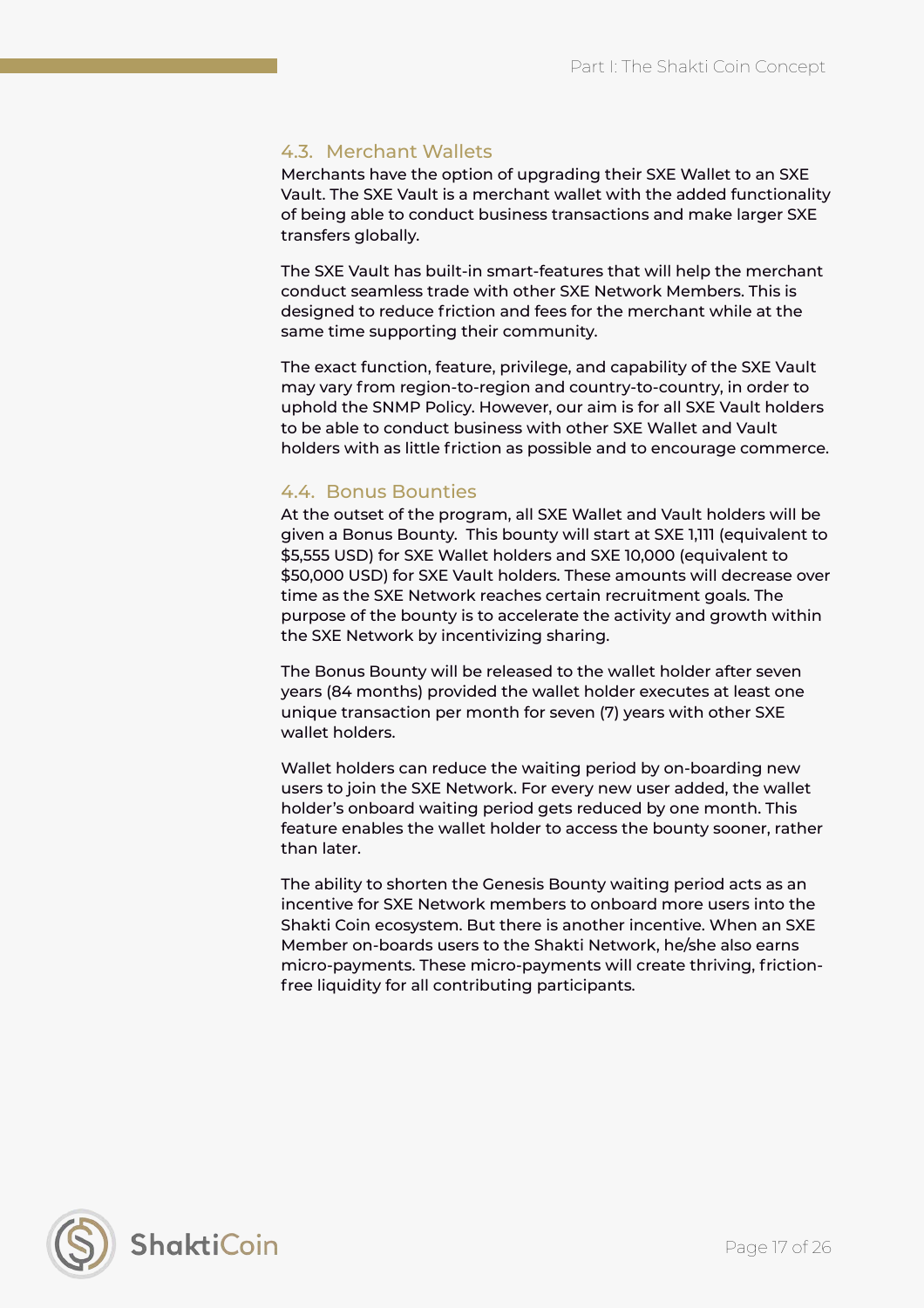### 4.3. Merchant Wallets

Merchants have the option of upgrading their SXE Wallet to an SXE Vault. The SXE Vault is a merchant wallet with the added functionality of being able to conduct business transactions and make larger SXE transfers globally.

The SXE Vault has built-in smart-features that will help the merchant conduct seamless trade with other SXE Network Members. This is designed to reduce friction and fees for the merchant while at the same time supporting their community.

The exact function, feature, privilege, and capability of the SXE Vault may vary from region-to-region and country-to-country, in order to uphold the SNMP Policy. However, our aim is for all SXE Vault holders to be able to conduct business with other SXE Wallet and Vault holders with as little friction as possible and to encourage commerce.

### 4.4. Bonus Bounties

At the outset of the program, all SXE Wallet and Vault holders will be given a Bonus Bounty. This bounty will start at SXE 1,111 (equivalent to $5,555 USD) for SXE Wallet holders and SXE 10,000 (equivalent to $50,000 USD) for SXE Vault holders. These amounts will decrease over time as the SXE Network reaches certain recruitment goals. The purpose of the bounty is to accelerate the activity and growth within the SXE Network by incentivizing sharing.

The Bonus Bounty will be released to the wallet holder after seven years (84 months) provided the wallet holder executes at least one unique transaction per month for seven (7) years with other SXE wallet holders.

Wallet holders can reduce the waiting period by on-boarding new users to join the SXE Network. For every new user added, the wallet holder's onboard waiting period gets reduced by one month. This feature enables the wallet holder to access the bounty sooner, rather than later.

The ability to shorten the Genesis Bounty waiting period acts as an incentive for SXE Network members to onboard more users into the Shakti Coin ecosystem. But there is another incentive. When an SXE Member on-boards users to the Shakti Network, he/she also earns micro-payments. These micro-payments will create thriving, friction-free liquidity for all contributing participants.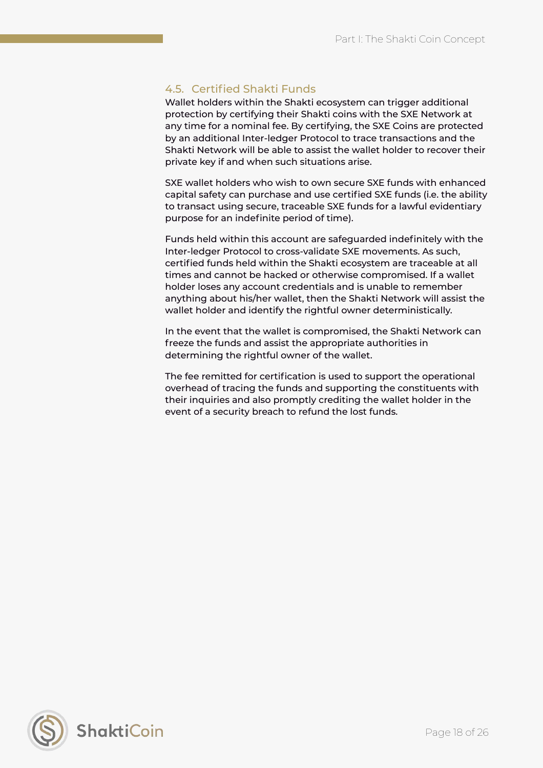### 4.5. Certified Shakti Funds

Wallet holders within the Shakti ecosystem can trigger additional protection by certifying their Shakti coins with the SXE Network at any time for a nominal fee. By certifying, the SXE Coins are protected by an additional Inter-ledger Protocol to trace transactions and the Shakti Network will be able to assist the wallet holder to recover their private key if and when such situations arise.

SXE wallet holders who wish to own secure SXE funds with enhanced capital safety can purchase and use certified SXE funds (i.e. the ability to transact using secure, traceable SXE funds for a lawful evidentiary purpose for an indefinite period of time).

Funds held within this account are safeguarded indefinitely with the Inter-ledger Protocol to cross-validate SXE movements. As such, certified funds held within the Shakti ecosystem are traceable at all times and cannot be hacked or otherwise compromised. If a wallet holder loses any account credentials and is unable to remember anything about his/her wallet, then the Shakti Network will assist the wallet holder and identify the rightful owner deterministically.

In the event that the wallet is compromised, the Shakti Network can freeze the funds and assist the appropriate authorities in determining the rightful owner of the wallet.

The fee remitted for certification is used to support the operational overhead of tracing the funds and supporting the constituents with their inquiries and also promptly crediting the wallet holder in the event of a security breach to refund the lost funds.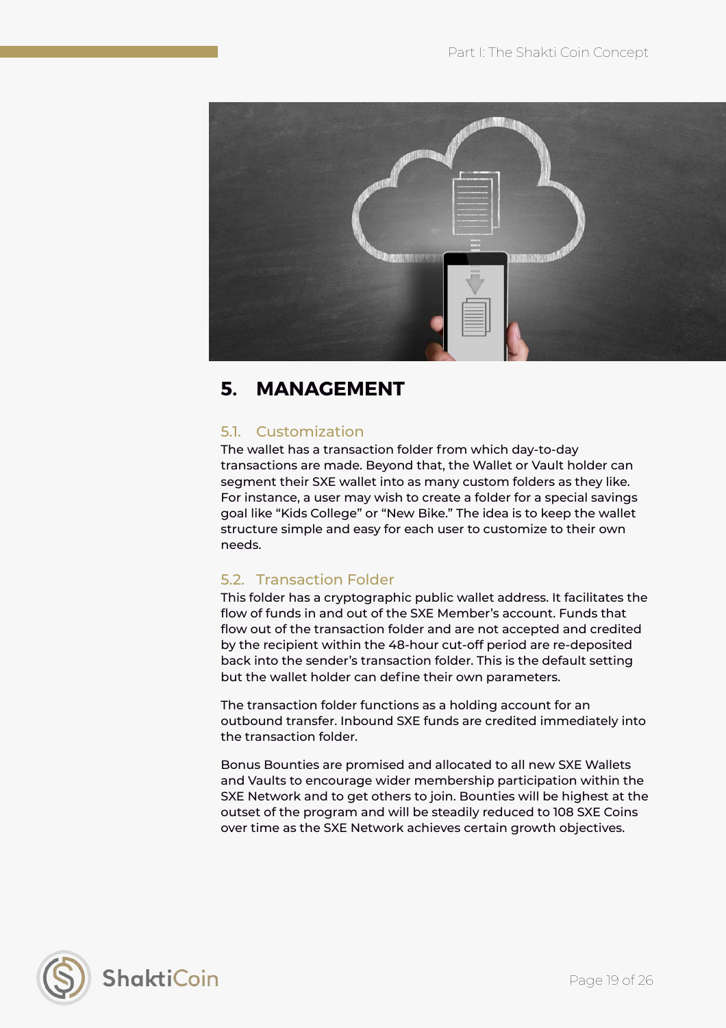# 5. MANAGEMENT

## 5.1. Customization

The wallet has a transaction folder from which day-to-day transactions are made. Beyond that, the Wallet or Vault holder can segment their SXE wallet into as many custom folders as they like. For instance, a user may wish to create a folder for a special savings goal like "Kids College" or "New Bike." The idea is to keep the wallet structure simple and easy for each user to customize to their own needs.

## 5.2. Transaction Folder

This folder has a cryptographic public wallet address. It facilitates the flow of funds in and out of the SXE Member's account. Funds that flow out of the transaction folder and are not accepted and credited by the recipient within the 48-hour cut-off period are re-deposited back into the sender's transaction folder. This is the default setting but the wallet holder can define their own parameters.

The transaction folder functions as a holding account for an outbound transfer. Inbound SXE funds are credited immediately into the transaction folder.

Bonus Bounties are promised and allocated to all new SXE Wallets and Vaults to encourage wider membership participation within the SXE Network and to get others to join. Bounties will be highest at the outset of the program and will be steadily reduced to 108 SXE Coins over time as the SXE Network achieves certain growth objectives.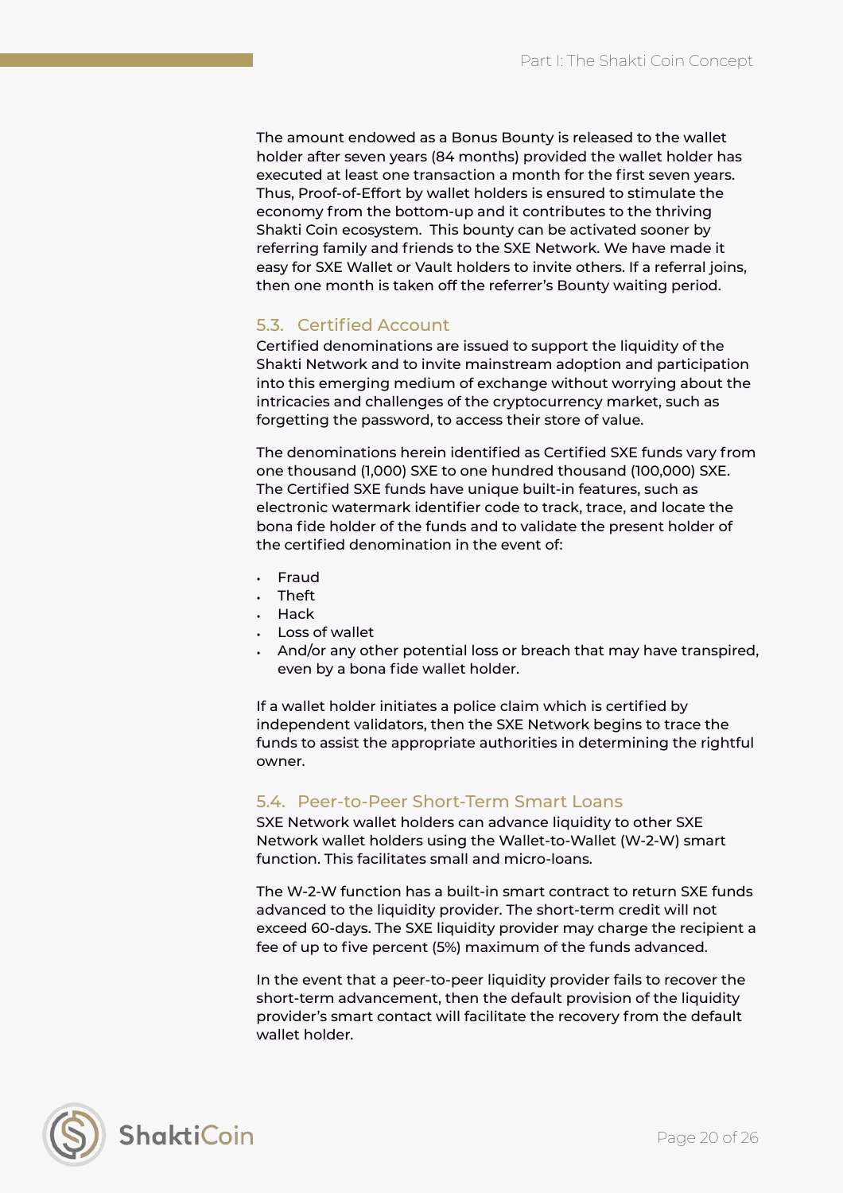The amount endowed as a Bonus Bounty is released to the wallet holder after seven years (84 months) provided the wallet holder has executed at least one transaction a month for the first seven years. Thus, Proof-of-Effort by wallet holders is ensured to stimulate the economy from the bottom-up and it contributes to the thriving Shakti Coin ecosystem. This bounty can be activated sooner by referring family and friends to the SXE Network. We have made it easy for SXE Wallet or Vault holders to invite others. If a referral joins, then one month is taken off the referrer's Bounty waiting period.

### 5.3. Certified Account

Certified denominations are issued to support the liquidity of the Shakti Network and to invite mainstream adoption and participation into this emerging medium of exchange without worrying about the intricacies and challenges of the cryptocurrency market, such as forgetting the password, to access their store of value.

The denominations herein identified as Certified SXE funds vary from one thousand (1,000) SXE to one hundred thousand (100,000) SXE. The Certified SXE funds have unique built-in features, such as electronic watermark identifier code to track, trace, and locate the bona fide holder of the funds and to validate the present holder of the certified denomination in the event of:

- Fraud
- Theft
- Hack
- Loss of wallet
- And/or any other potential loss or breach that may have transpired, even by a bona fide wallet holder.

If a wallet holder initiates a police claim which is certified by independent validators, then the SXE Network begins to trace the funds to assist the appropriate authorities in determining the rightful owner.

### 5.4. Peer-to-Peer Short-Term Smart Loans

SXE Network wallet holders can advance liquidity to other SXE Network wallet holders using the Wallet-to-Wallet (W-2-W) smart function. This facilitates small and micro-loans.

The W-2-W function has a built-in smart contract to return SXE funds advanced to the liquidity provider. The short-term credit will not exceed 60-days. The SXE liquidity provider may charge the recipient a fee of up to five percent (5%) maximum of the funds advanced.

In the event that a peer-to-peer liquidity provider fails to recover the short-term advancement, then the default provision of the liquidity provider's smart contact will facilitate the recovery from the default wallet holder.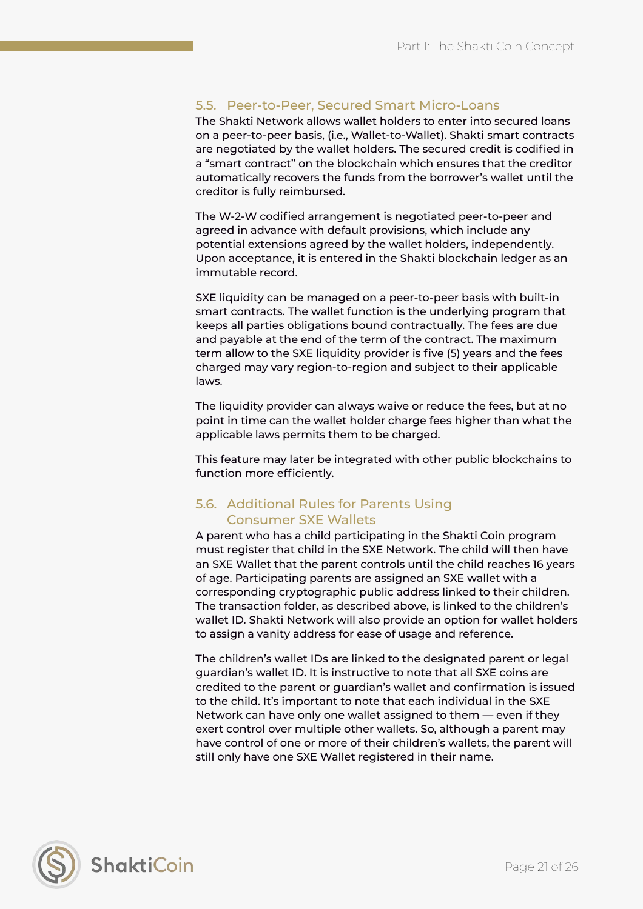## 5.5. Peer-to-Peer, Secured Smart Micro-Loans

The Shakti Network allows wallet holders to enter into secured loans on a peer-to-peer basis, (i.e., Wallet-to-Wallet). Shakti smart contracts are negotiated by the wallet holders. The secured credit is codified in a "smart contract" on the blockchain which ensures that the creditor automatically recovers the funds from the borrower's wallet until the creditor is fully reimbursed.

The W-2-W codified arrangement is negotiated peer-to-peer and agreed in advance with default provisions, which include any potential extensions agreed by the wallet holders, independently. Upon acceptance, it is entered in the Shakti blockchain ledger as an immutable record.

SXE liquidity can be managed on a peer-to-peer basis with built-in smart contracts. The wallet function is the underlying program that keeps all parties obligations bound contractually. The fees are due and payable at the end of the term of the contract. The maximum term allow to the SXE liquidity provider is five (5) years and the fees charged may vary region-to-region and subject to their applicable laws.

The liquidity provider can always waive or reduce the fees, but at no point in time can the wallet holder charge fees higher than what the applicable laws permits them to be charged.

This feature may later be integrated with other public blockchains to function more efficiently.

## 5.6. Additional Rules for Parents Using Consumer SXE Wallets

A parent who has a child participating in the Shakti Coin program must register that child in the SXE Network. The child will then have an SXE Wallet that the parent controls until the child reaches 16 years of age. Participating parents are assigned an SXE wallet with a corresponding cryptographic public address linked to their children. The transaction folder, as described above, is linked to the children's wallet ID. Shakti Network will also provide an option for wallet holders to assign a vanity address for ease of usage and reference.

The children's wallet IDs are linked to the designated parent or legal guardian's wallet ID. It is instructive to note that all SXE coins are credited to the parent or guardian's wallet and confirmation is issued to the child. It's important to note that each individual in the SXE Network can have only one wallet assigned to them — even if they exert control over multiple other wallets. So, although a parent may have control of one or more of their children's wallets, the parent will still only have one SXE Wallet registered in their name.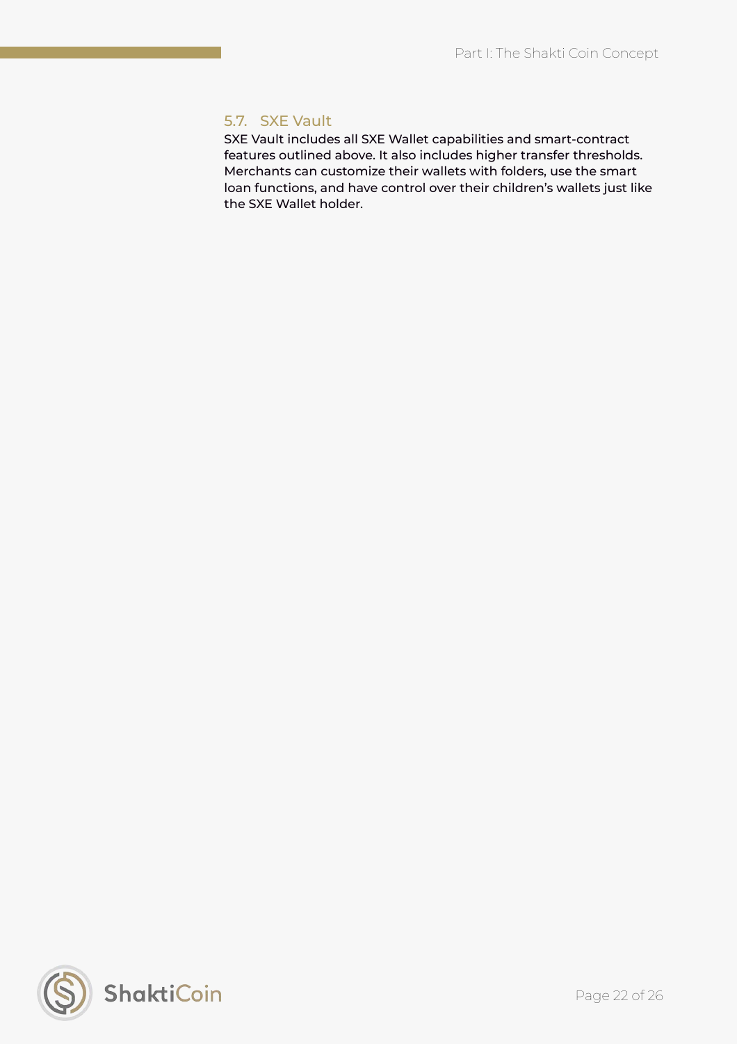### 5.7. SXE Vault

SXE Vault includes all SXE Wallet capabilities and smart-contract features outlined above. It also includes higher transfer thresholds. Merchants can customize their wallets with folders, use the smart loan functions, and have control over their children's wallets just like the SXE Wallet holder.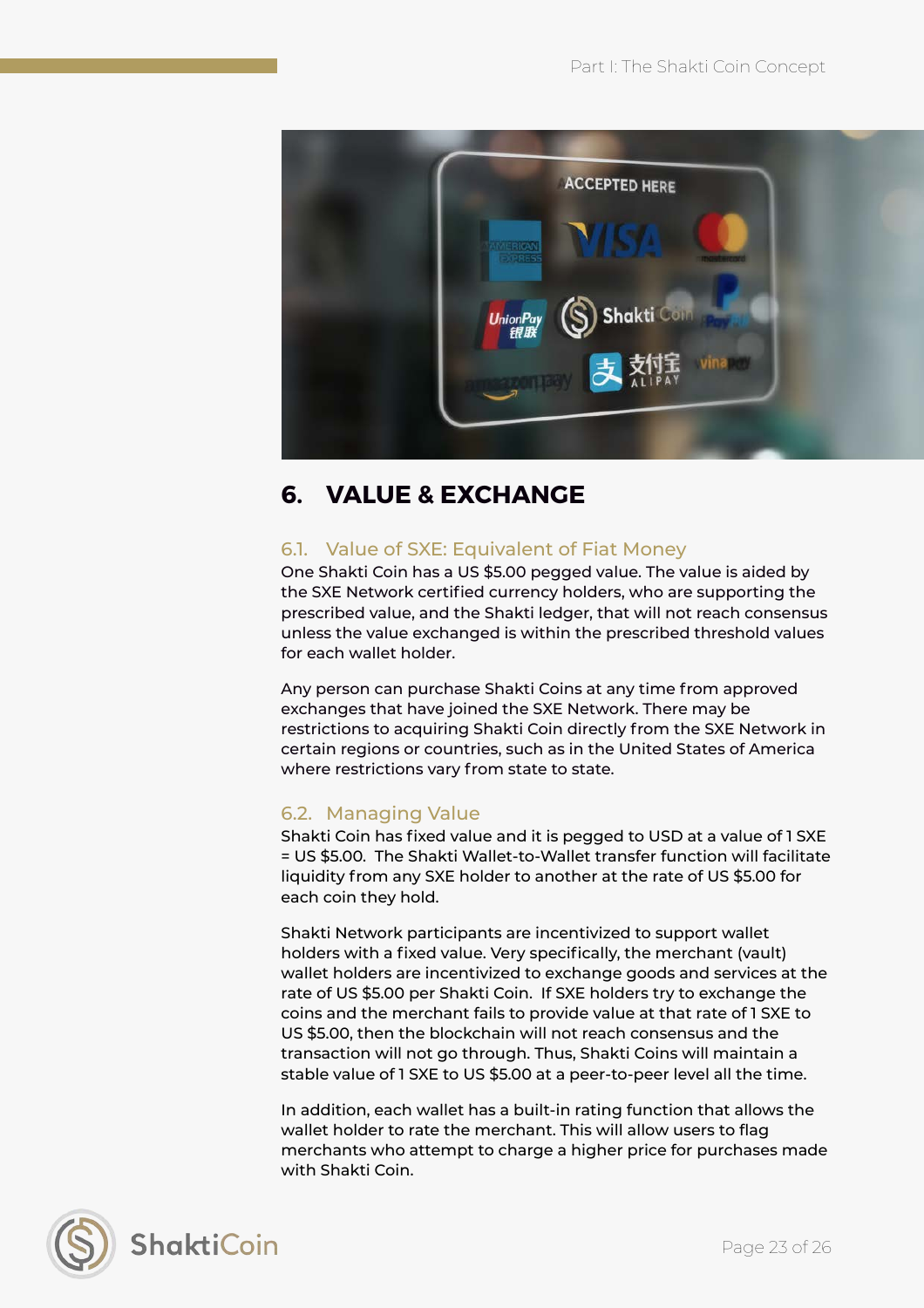## 6. VALUE & EXCHANGE

### 6.1. Value of SXE: Equivalent of Fiat Money

One Shakti Coin has a US $5.00 pegged value. The value is aided by the SXE Network certified currency holders, who are supporting the prescribed value, and the Shakti ledger, that will not reach consensus unless the value exchanged is within the prescribed threshold values for each wallet holder.

Any person can purchase Shakti Coins at any time from approved exchanges that have joined the SXE Network. There may be restrictions to acquiring Shakti Coin directly from the SXE Network in certain regions or countries, such as in the United States of America where restrictions vary from state to state.

### 6.2. Managing Value

Shakti Coin has fixed value and it is pegged to USD at a value of 1 SXE = US $5.00. The Shakti Wallet-to-Wallet transfer function will facilitate liquidity from any SXE holder to another at the rate of US $5.00 for each coin they hold.

Shakti Network participants are incentivized to support wallet holders with a fixed value. Very specifically, the merchant (vault) wallet holders are incentivized to exchange goods and services at the rate of US $5.00 per Shakti Coin. If SXE holders try to exchange the coins and the merchant fails to provide value at that rate of 1 SXE to US $5.00, then the blockchain will not reach consensus and the transaction will not go through. Thus, Shakti Coins will maintain a stable value of 1 SXE to US $5.00 at a peer-to-peer level all the time.

In addition, each wallet has a built-in rating function that allows the wallet holder to rate the merchant. This will allow users to flag merchants who attempt to charge a higher price for purchases made with Shakti Coin.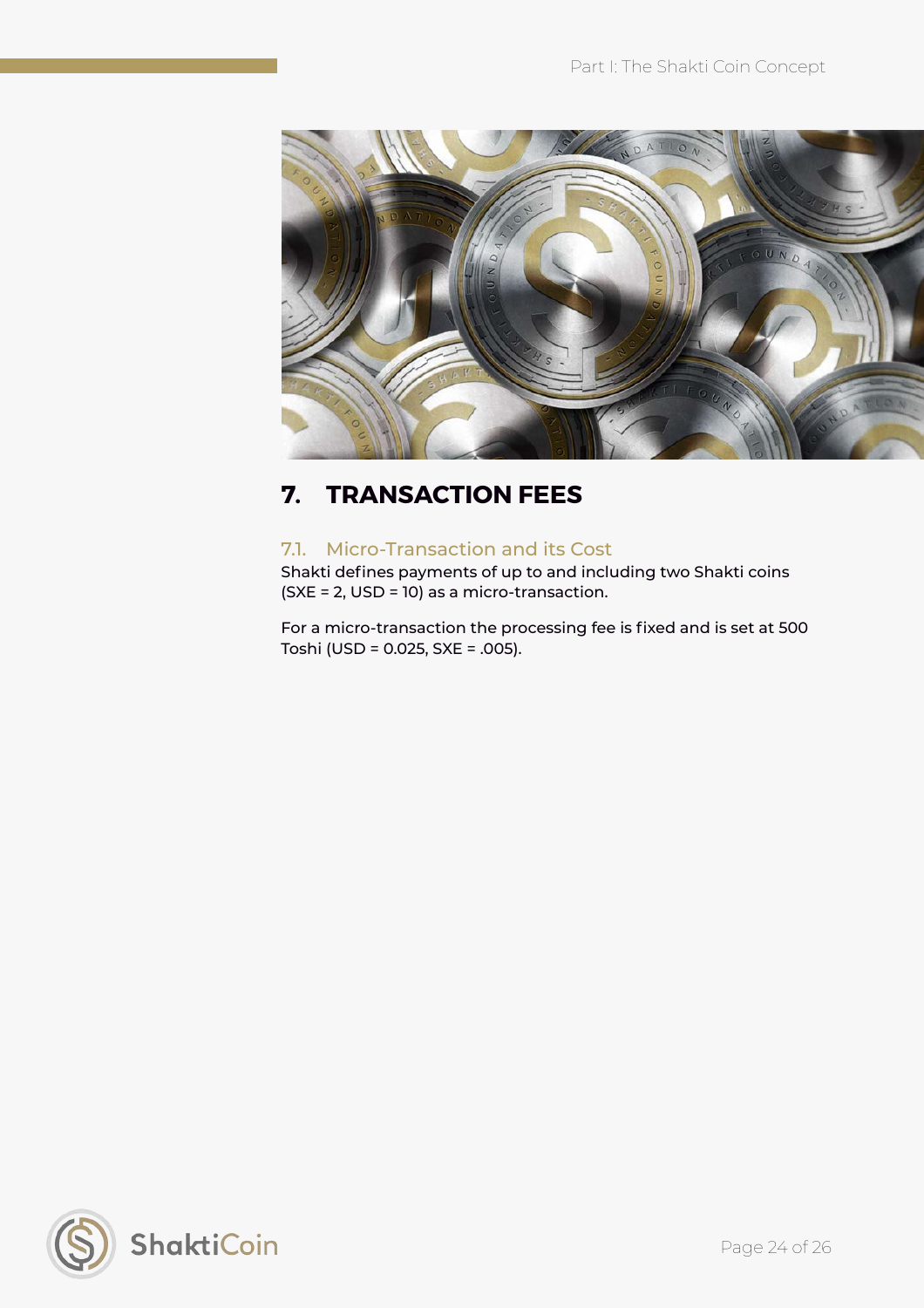# 7. TRANSACTION FEES

## 7.1. Micro-Transaction and its Cost

Shakti defines payments of up to and including two Shakti coins (SXE = 2, USD = 10) as a micro-transaction.

For a micro-transaction the processing fee is fixed and is set at 500 Toshi (USD = 0.025, SXE = .005).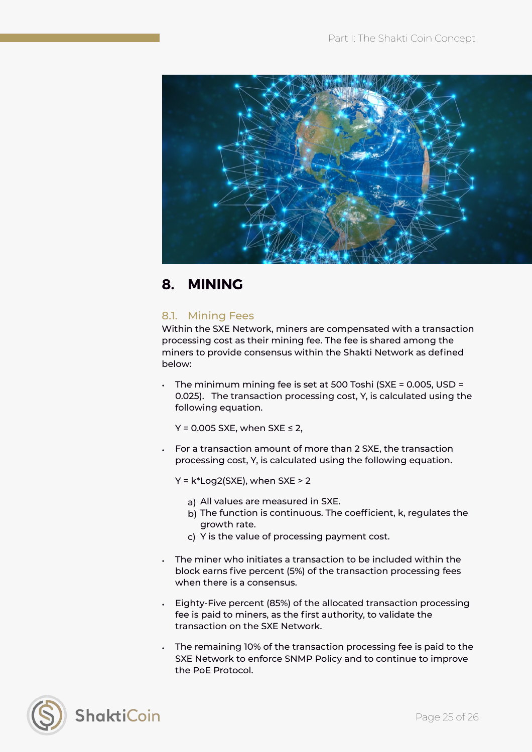# 8. MINING

## 8.1. Mining Fees

Within the SXE Network, miners are compensated with a transaction processing cost as their mining fee. The fee is shared among the miners to provide consensus within the Shakti Network as defined below:

- The minimum mining fee is set at 500 Toshi (SXE = 0.005, USD = 0.025). The transaction processing cost, Y, is calculated using the following equation.

  $Y = 0.005$ SXE, when $SXE \leq 2$,

- For a transaction amount of more than 2 SXE, the transaction processing cost, Y, is calculated using the following equation.

  $Y = k*\text{Log}2(SXE)$, when $SXE > 2$

  a) All values are measured in SXE.
  b) The function is continuous. The coefficient, k, regulates the growth rate.
  c) Y is the value of processing payment cost.

- The miner who initiates a transaction to be included within the block earns five percent (5%) of the transaction processing fees when there is a consensus.

- Eighty-Five percent (85%) of the allocated transaction processing fee is paid to miners, as the first authority, to validate the transaction on the SXE Network.

- The remaining 10% of the transaction processing fee is paid to the SXE Network to enforce SNMP Policy and to continue to improve the PoE Protocol.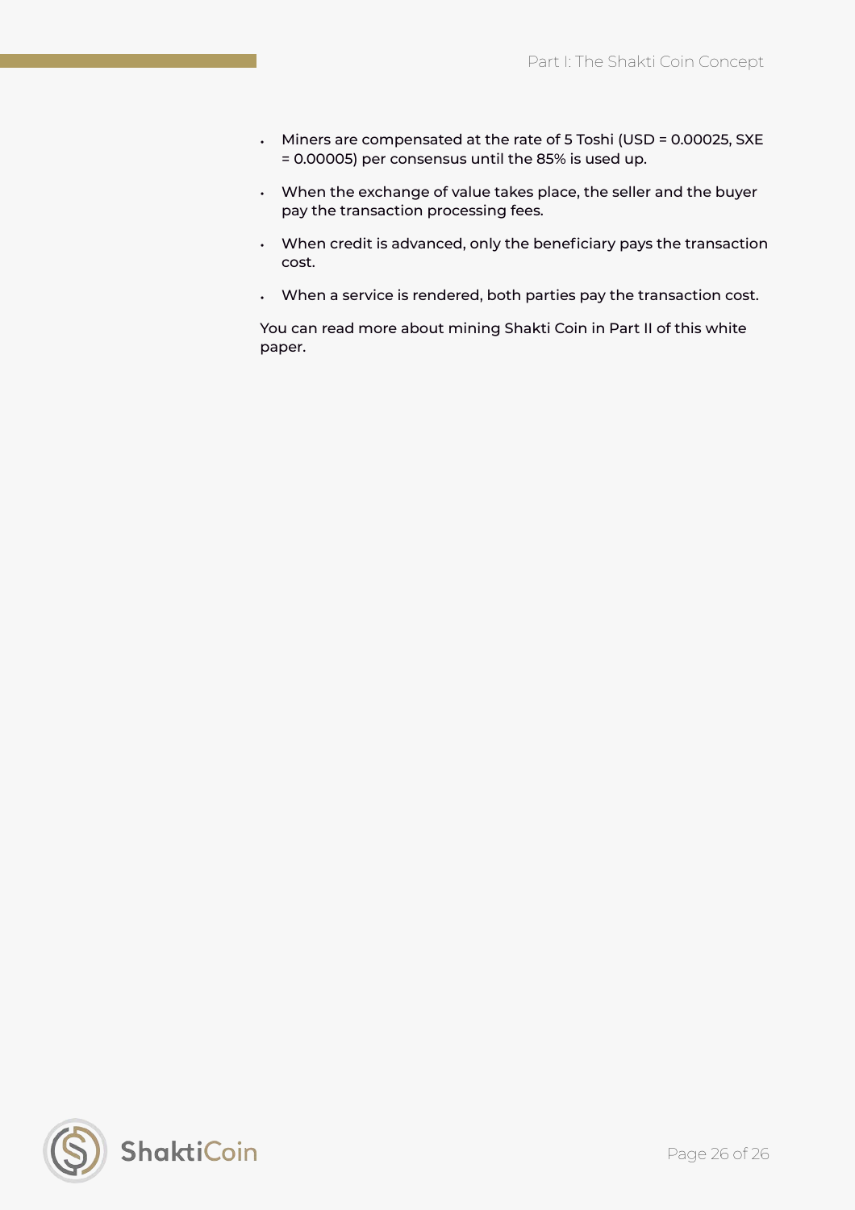- Miners are compensated at the rate of 5 Toshi (USD = 0.00025, SXE = 0.00005) per consensus until the 85% is used up.
- When the exchange of value takes place, the seller and the buyer pay the transaction processing fees.
- When credit is advanced, only the beneficiary pays the transaction cost.
- When a service is rendered, both parties pay the transaction cost.

You can read more about mining Shakti Coin in Part II of this white paper.